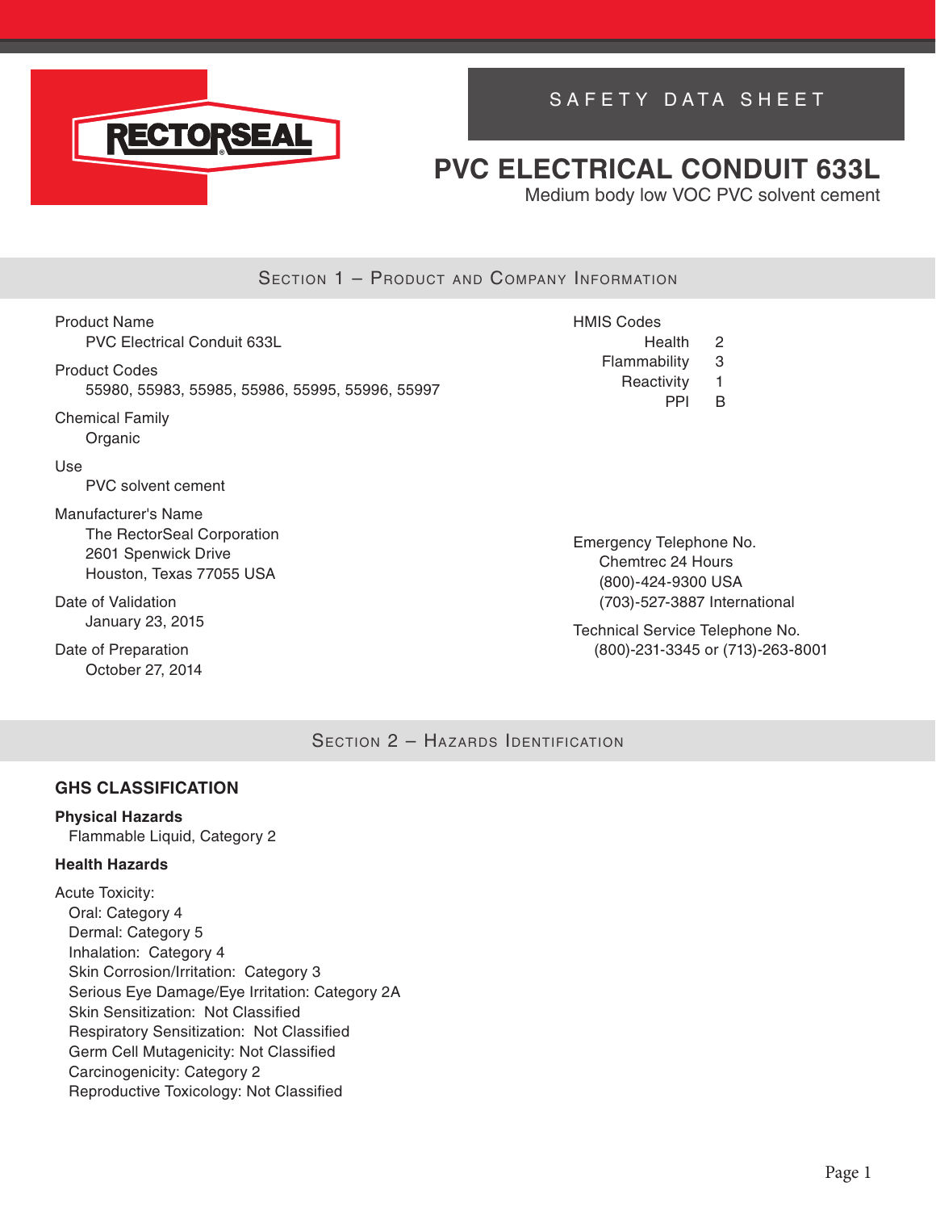RECTORSEAL

# SAFETY DATA SHEET

# PVC ELECTRICAL CONDUIT 633L

Medium body low VOC PVC solvent cement

## Section 1 – Product and Company Information

**Product Name**
PVC Electrical Conduit 633L

**Product Codes**
55980, 55983, 55985, 55986, 55995, 55996, 55997

**Chemical Family**
Organic

**Use**
PVC solvent cement

**Manufacturer's Name**
The RectorSeal Corporation
2601 Spenwick Drive
Houston, Texas 77055 USA

**Date of Validation**
January 23, 2015

**Date of Preparation**
October 27, 2014

**HMIS Codes**

| | |
|---|---|
| Health | 2 |
| Flammability | 3 |
| Reactivity | 1 |
| PPI | B |

**Emergency Telephone No.**
Chemtrec 24 Hours
(800)-424-9300 USA
(703)-527-3887 International

**Technical Service Telephone No.**
(800)-231-3345 or (713)-263-8001

## Section 2 – Hazards Identification

### GHS CLASSIFICATION

**Physical Hazards**
Flammable Liquid, Category 2

**Health Hazards**

Acute Toxicity:
- Oral: Category 4
- Dermal: Category 5
- Inhalation: Category 4
- Skin Corrosion/Irritation: Category 3
- Serious Eye Damage/Eye Irritation: Category 2A
- Skin Sensitization: Not Classified
- Respiratory Sensitization: Not Classified
- Germ Cell Mutagenicity: Not Classified
- Carcinogenicity: Category 2
- Reproductive Toxicology: Not Classified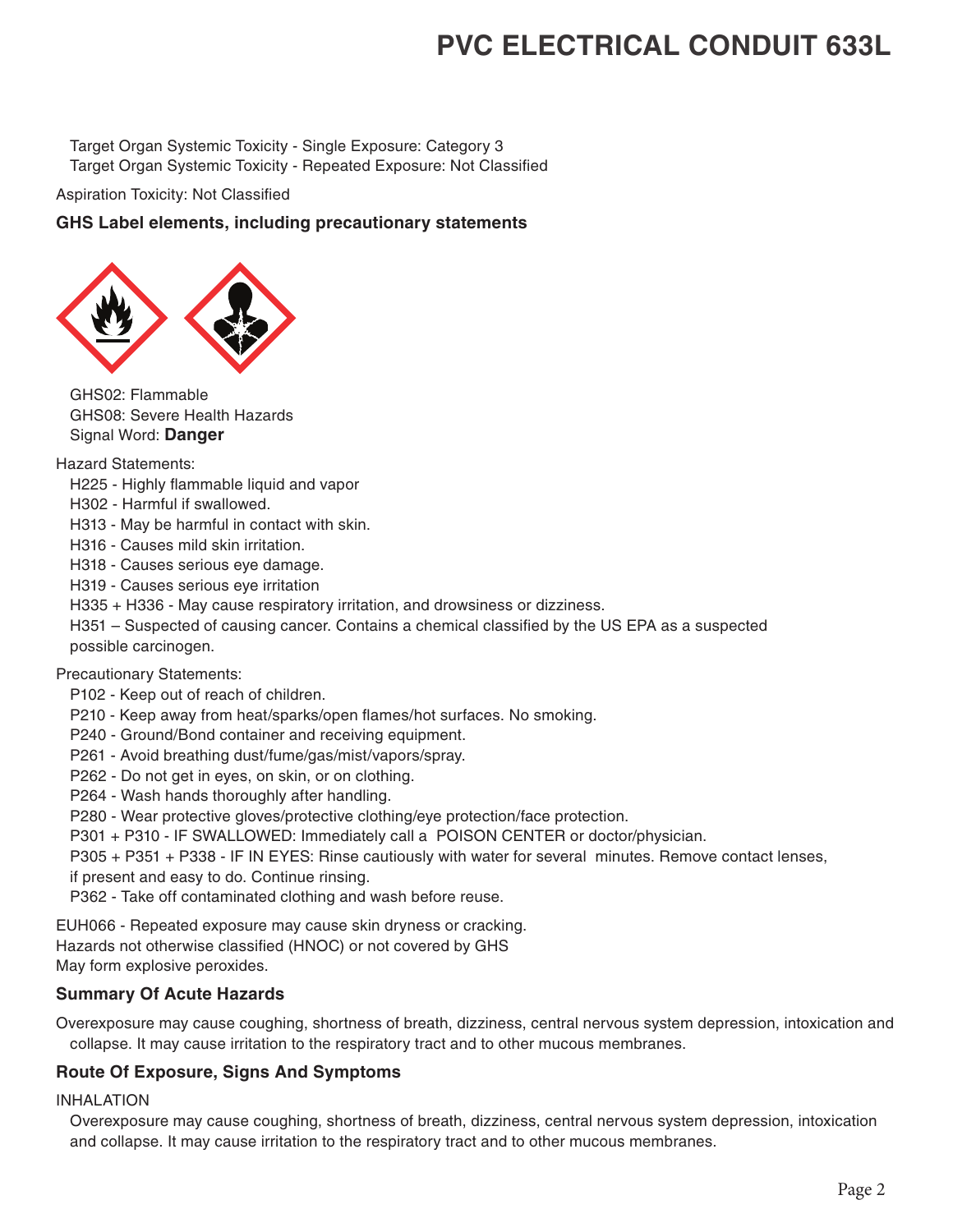Target Organ Systemic Toxicity - Single Exposure: Category 3
Target Organ Systemic Toxicity - Repeated Exposure: Not Classified

Aspiration Toxicity: Not Classified

**GHS Label elements, including precautionary statements**

GHS02: Flammable
GHS08: Severe Health Hazards
Signal Word: **Danger**

Hazard Statements:

H225 - Highly flammable liquid and vapor
H302 - Harmful if swallowed.
H313 - May be harmful in contact with skin.
H316 - Causes mild skin irritation.
H318 - Causes serious eye damage.
H319 - Causes serious eye irritation
H335 + H336 - May cause respiratory irritation, and drowsiness or dizziness.
H351 – Suspected of causing cancer. Contains a chemical classified by the US EPA as a suspected possible carcinogen.

Precautionary Statements:

P102 - Keep out of reach of children.
P210 - Keep away from heat/sparks/open flames/hot surfaces. No smoking.
P240 - Ground/Bond container and receiving equipment.
P261 - Avoid breathing dust/fume/gas/mist/vapors/spray.
P262 - Do not get in eyes, on skin, or on clothing.
P264 - Wash hands thoroughly after handling.
P280 - Wear protective gloves/protective clothing/eye protection/face protection.
P301 + P310 - IF SWALLOWED: Immediately call a POISON CENTER or doctor/physician.
P305 + P351 + P338 - IF IN EYES: Rinse cautiously with water for several minutes. Remove contact lenses, if present and easy to do. Continue rinsing.
P362 - Take off contaminated clothing and wash before reuse.

EUH066 - Repeated exposure may cause skin dryness or cracking.
Hazards not otherwise classified (HNOC) or not covered by GHS
May form explosive peroxides.

### Summary Of Acute Hazards

Overexposure may cause coughing, shortness of breath, dizziness, central nervous system depression, intoxication and collapse. It may cause irritation to the respiratory tract and to other mucous membranes.

### Route Of Exposure, Signs And Symptoms

INHALATION

Overexposure may cause coughing, shortness of breath, dizziness, central nervous system depression, intoxication and collapse. It may cause irritation to the respiratory tract and to other mucous membranes.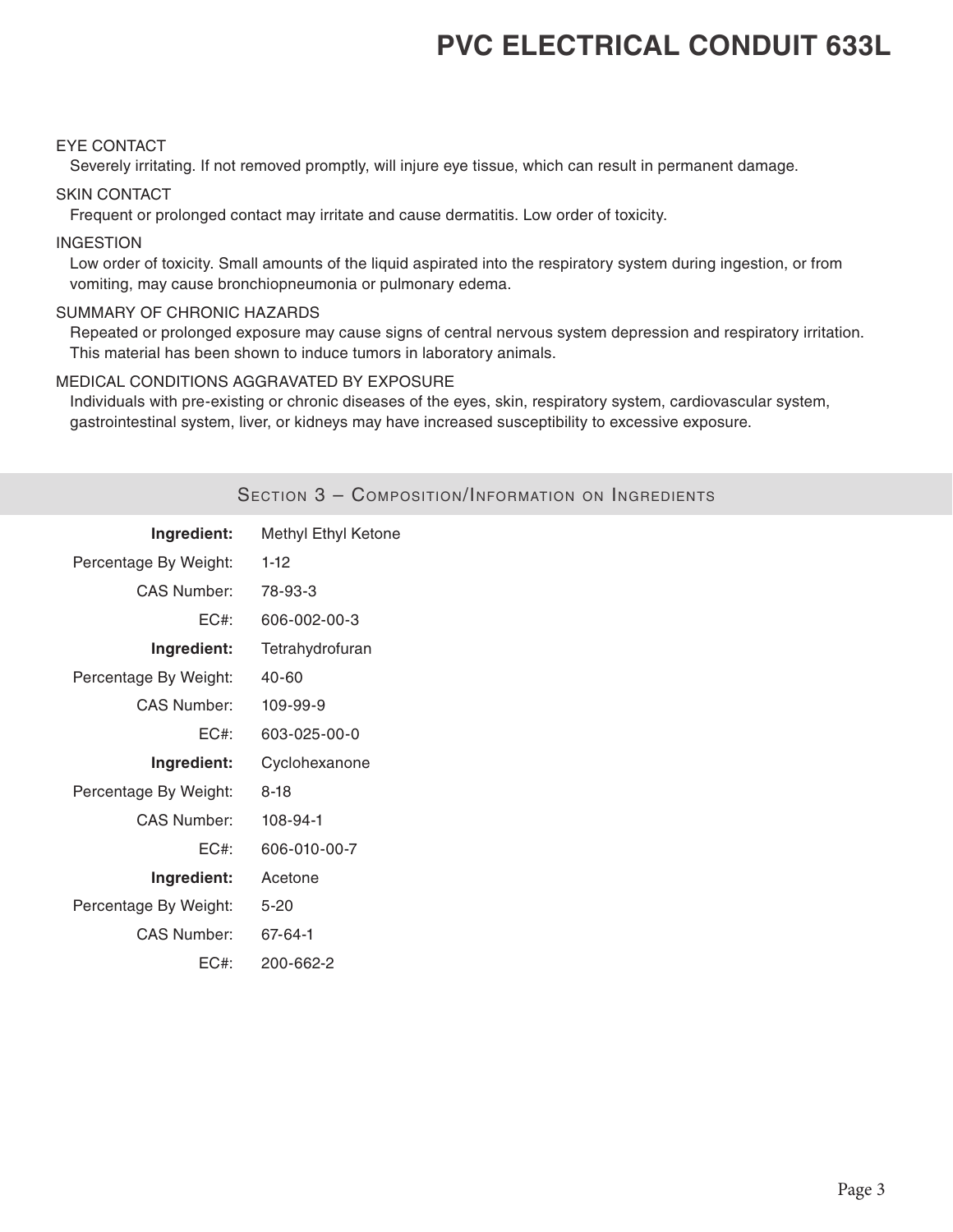EYE CONTACT

Severely irritating. If not removed promptly, will injure eye tissue, which can result in permanent damage.

SKIN CONTACT

Frequent or prolonged contact may irritate and cause dermatitis. Low order of toxicity.

INGESTION

Low order of toxicity. Small amounts of the liquid aspirated into the respiratory system during ingestion, or from vomiting, may cause bronchiopneumonia or pulmonary edema.

SUMMARY OF CHRONIC HAZARDS

Repeated or prolonged exposure may cause signs of central nervous system depression and respiratory irritation. This material has been shown to induce tumors in laboratory animals.

MEDICAL CONDITIONS AGGRAVATED BY EXPOSURE

Individuals with pre-existing or chronic diseases of the eyes, skin, respiratory system, cardiovascular system, gastrointestinal system, liver, or kidneys may have increased susceptibility to excessive exposure.

## Section 3 – Composition/Information on Ingredients

**Ingredient:** Methyl Ethyl Ketone
Percentage By Weight: 1-12
CAS Number: 78-93-3
EC#: 606-002-00-3

**Ingredient:** Tetrahydrofuran
Percentage By Weight: 40-60
CAS Number: 109-99-9
EC#: 603-025-00-0

**Ingredient:** Cyclohexanone
Percentage By Weight: 8-18
CAS Number: 108-94-1
EC#: 606-010-00-7

**Ingredient:** Acetone
Percentage By Weight: 5-20
CAS Number: 67-64-1
EC#: 200-662-2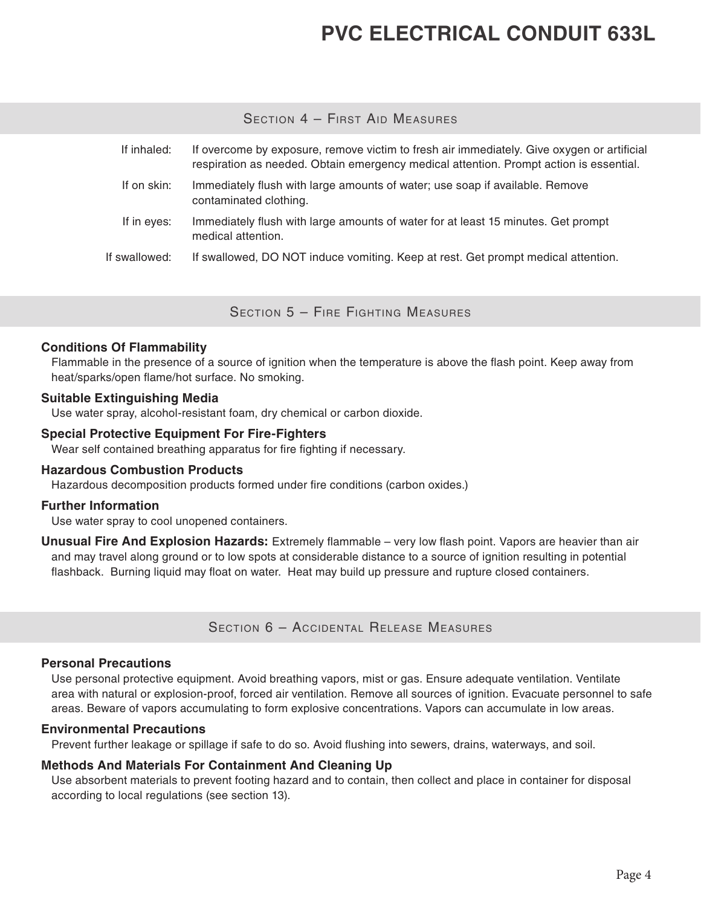## Section 4 – First Aid Measures

| | |
|---|---|
| If inhaled: | If overcome by exposure, remove victim to fresh air immediately. Give oxygen or artificial respiration as needed. Obtain emergency medical attention. Prompt action is essential. |
| If on skin: | Immediately flush with large amounts of water; use soap if available. Remove contaminated clothing. |
| If in eyes: | Immediately flush with large amounts of water for at least 15 minutes. Get prompt medical attention. |
| If swallowed: | If swallowed, DO NOT induce vomiting. Keep at rest. Get prompt medical attention. |

## Section 5 – Fire Fighting Measures

**Conditions Of Flammability**

Flammable in the presence of a source of ignition when the temperature is above the flash point. Keep away from heat/sparks/open flame/hot surface. No smoking.

**Suitable Extinguishing Media**

Use water spray, alcohol-resistant foam, dry chemical or carbon dioxide.

**Special Protective Equipment For Fire-Fighters**

Wear self contained breathing apparatus for fire fighting if necessary.

**Hazardous Combustion Products**

Hazardous decomposition products formed under fire conditions (carbon oxides.)

**Further Information**

Use water spray to cool unopened containers.

**Unusual Fire And Explosion Hazards:** Extremely flammable – very low flash point. Vapors are heavier than air and may travel along ground or to low spots at considerable distance to a source of ignition resulting in potential flashback. Burning liquid may float on water. Heat may build up pressure and rupture closed containers.

## Section 6 – Accidental Release Measures

**Personal Precautions**

Use personal protective equipment. Avoid breathing vapors, mist or gas. Ensure adequate ventilation. Ventilate area with natural or explosion-proof, forced air ventilation. Remove all sources of ignition. Evacuate personnel to safe areas. Beware of vapors accumulating to form explosive concentrations. Vapors can accumulate in low areas.

**Environmental Precautions**

Prevent further leakage or spillage if safe to do so. Avoid flushing into sewers, drains, waterways, and soil.

**Methods And Materials For Containment And Cleaning Up**

Use absorbent materials to prevent footing hazard and to contain, then collect and place in container for disposal according to local regulations (see section 13).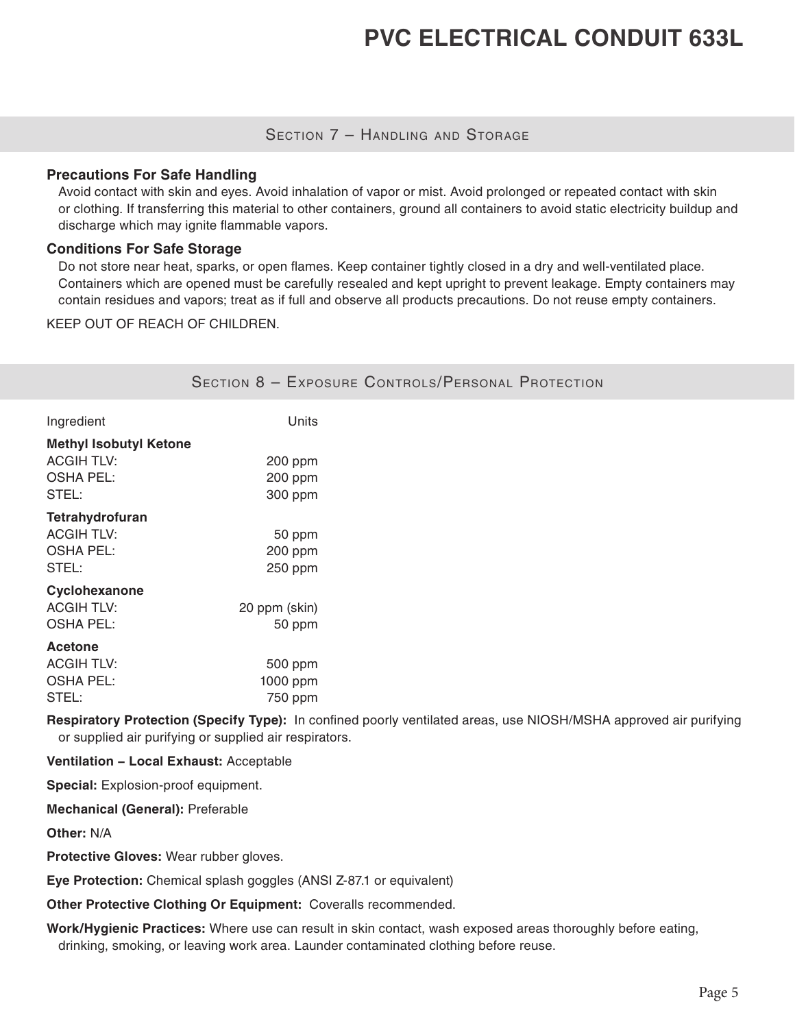## Section 7 – Handling and Storage

**Precautions For Safe Handling**

Avoid contact with skin and eyes. Avoid inhalation of vapor or mist. Avoid prolonged or repeated contact with skin or clothing. If transferring this material to other containers, ground all containers to avoid static electricity buildup and discharge which may ignite flammable vapors.

**Conditions For Safe Storage**

Do not store near heat, sparks, or open flames. Keep container tightly closed in a dry and well-ventilated place. Containers which are opened must be carefully resealed and kept upright to prevent leakage. Empty containers may contain residues and vapors; treat as if full and observe all products precautions. Do not reuse empty containers.

KEEP OUT OF REACH OF CHILDREN.

## Section 8 – Exposure Controls/Personal Protection

| Ingredient | Units |
|---|---|
| **Methyl Isobutyl Ketone** | |
| ACGIH TLV: | 200 ppm |
| OSHA PEL: | 200 ppm |
| STEL: | 300 ppm |
| **Tetrahydrofuran** | |
| ACGIH TLV: | 50 ppm |
| OSHA PEL: | 200 ppm |
| STEL: | 250 ppm |
| **Cyclohexanone** | |
| ACGIH TLV: | 20 ppm (skin) |
| OSHA PEL: | 50 ppm |
| **Acetone** | |
| ACGIH TLV: | 500 ppm |
| OSHA PEL: | 1000 ppm |
| STEL: | 750 ppm |

**Respiratory Protection (Specify Type):** In confined poorly ventilated areas, use NIOSH/MSHA approved air purifying or supplied air purifying or supplied air respirators.

**Ventilation – Local Exhaust:** Acceptable

**Special:** Explosion-proof equipment.

**Mechanical (General):** Preferable

**Other:** N/A

**Protective Gloves:** Wear rubber gloves.

**Eye Protection:** Chemical splash goggles (ANSI Z-87.1 or equivalent)

**Other Protective Clothing Or Equipment:** Coveralls recommended.

**Work/Hygienic Practices:** Where use can result in skin contact, wash exposed areas thoroughly before eating, drinking, smoking, or leaving work area. Launder contaminated clothing before reuse.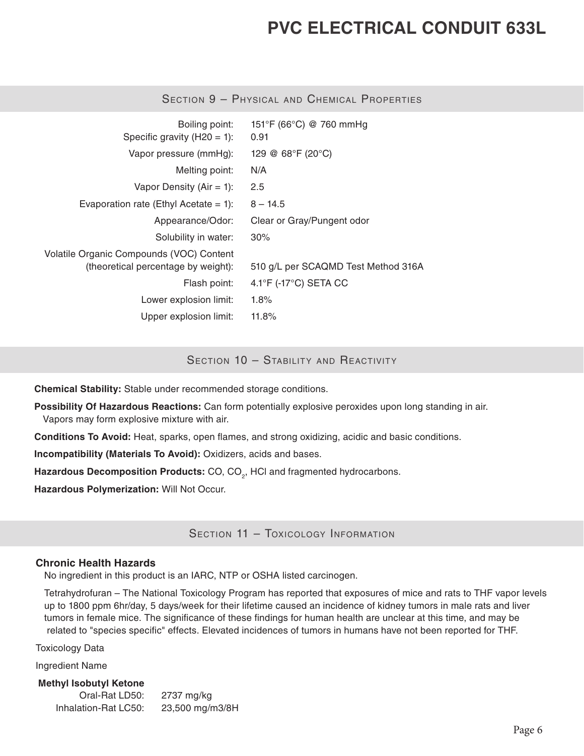# PVC ELECTRICAL CONDUIT 633L

## Section 9 – Physical and Chemical Properties

| | |
|---|---|
| Boiling point: | 151°F (66°C) @ 760 mmHg |
| Specific gravity (H20 = 1): | 0.91 |
| Vapor pressure (mmHg): | 129 @ 68°F (20°C) |
| Melting point: | N/A |
| Vapor Density (Air = 1): | 2.5 |
| Evaporation rate (Ethyl Acetate = 1): | 8 – 14.5 |
| Appearance/Odor: | Clear or Gray/Pungent odor |
| Solubility in water: | 30% |
| Volatile Organic Compounds (VOC) Content (theoretical percentage by weight): | 510 g/L per SCAQMD Test Method 316A |
| Flash point: | 4.1°F (-17°C) SETA CC |
| Lower explosion limit: | 1.8% |
| Upper explosion limit: | 11.8% |

## Section 10 – Stability and Reactivity

**Chemical Stability:** Stable under recommended storage conditions.

**Possibility Of Hazardous Reactions:** Can form potentially explosive peroxides upon long standing in air. Vapors may form explosive mixture with air.

**Conditions To Avoid:** Heat, sparks, open flames, and strong oxidizing, acidic and basic conditions.

**Incompatibility (Materials To Avoid):** Oxidizers, acids and bases.

**Hazardous Decomposition Products:** CO, $CO_2$, HCl and fragmented hydrocarbons.

**Hazardous Polymerization:** Will Not Occur.

## Section 11 – Toxicology Information

### Chronic Health Hazards

No ingredient in this product is an IARC, NTP or OSHA listed carcinogen.

Tetrahydrofuran – The National Toxicology Program has reported that exposures of mice and rats to THF vapor levels up to 1800 ppm 6hr/day, 5 days/week for their lifetime caused an incidence of kidney tumors in male rats and liver tumors in female mice. The significance of these findings for human health are unclear at this time, and may be related to "species specific" effects. Elevated incidences of tumors in humans have not been reported for THF.

Toxicology Data

Ingredient Name

**Methyl Isobutyl Ketone**

| | |
|---|---|
| Oral-Rat LD50: | 2737 mg/kg |
| Inhalation-Rat LC50: | 23,500 mg/m3/8H |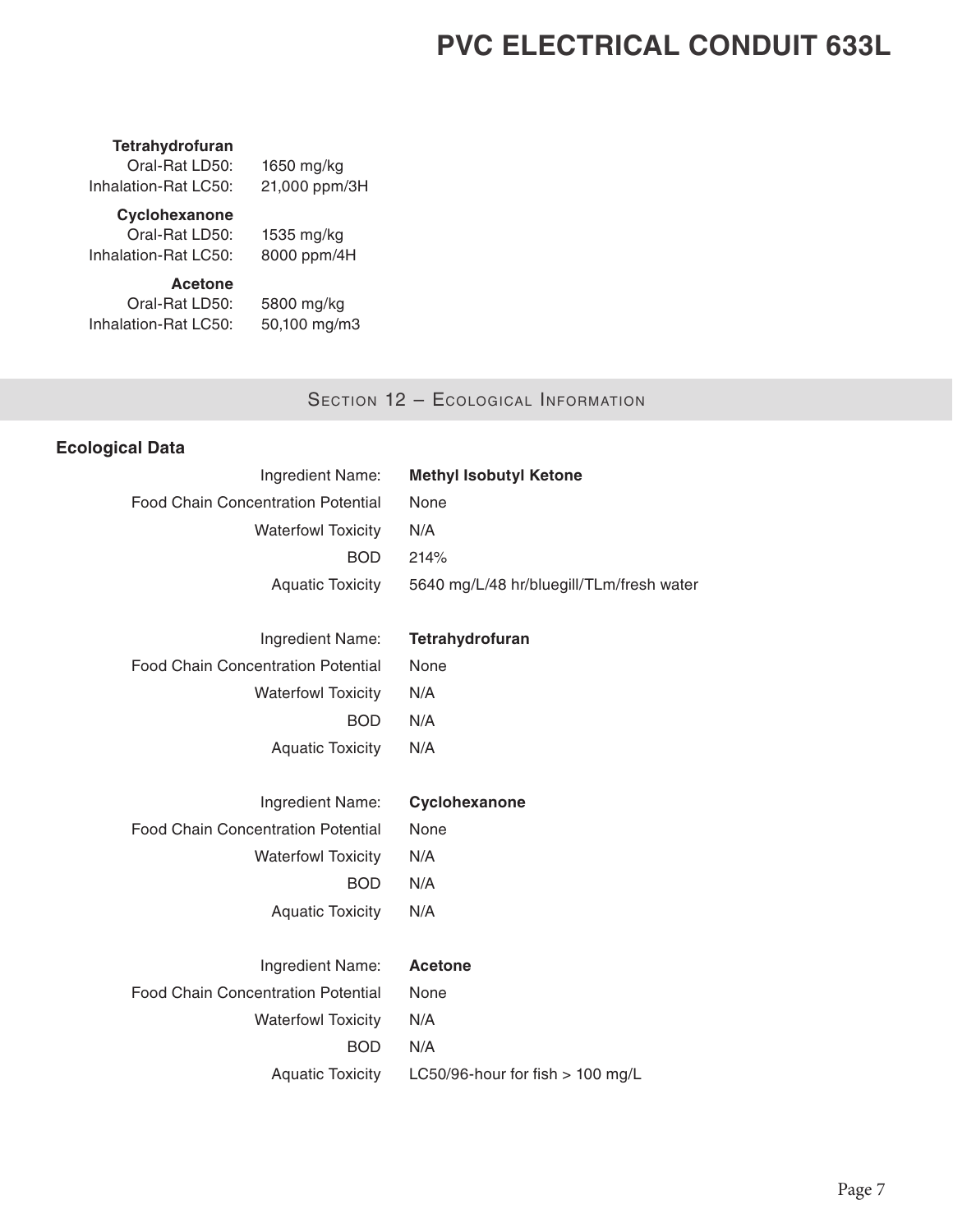**Tetrahydrofuran**

| | |
|---|---|
| Oral-Rat LD50: | 1650 mg/kg |
| Inhalation-Rat LC50: | 21,000 ppm/3H |

**Cyclohexanone**

| | |
|---|---|
| Oral-Rat LD50: | 1535 mg/kg |
| Inhalation-Rat LC50: | 8000 ppm/4H |

**Acetone**

| | |
|---|---|
| Oral-Rat LD50: | 5800 mg/kg |
| Inhalation-Rat LC50: | 50,100 mg/m3 |

## Section 12 – Ecological Information

### Ecological Data

| | |
|---|---|
| Ingredient Name: | **Methyl Isobutyl Ketone** |
| Food Chain Concentration Potential | None |
| Waterfowl Toxicity | N/A |
| BOD | 214% |
| Aquatic Toxicity | 5640 mg/L/48 hr/bluegill/TLm/fresh water |

| | |
|---|---|
| Ingredient Name: | **Tetrahydrofuran** |
| Food Chain Concentration Potential | None |
| Waterfowl Toxicity | N/A |
| BOD | N/A |
| Aquatic Toxicity | N/A |

| | |
|---|---|
| Ingredient Name: | **Cyclohexanone** |
| Food Chain Concentration Potential | None |
| Waterfowl Toxicity | N/A |
| BOD | N/A |
| Aquatic Toxicity | N/A |

| | |
|---|---|
| Ingredient Name: | **Acetone** |
| Food Chain Concentration Potential | None |
| Waterfowl Toxicity | N/A |
| BOD | N/A |
| Aquatic Toxicity | LC50/96-hour for fish > 100 mg/L |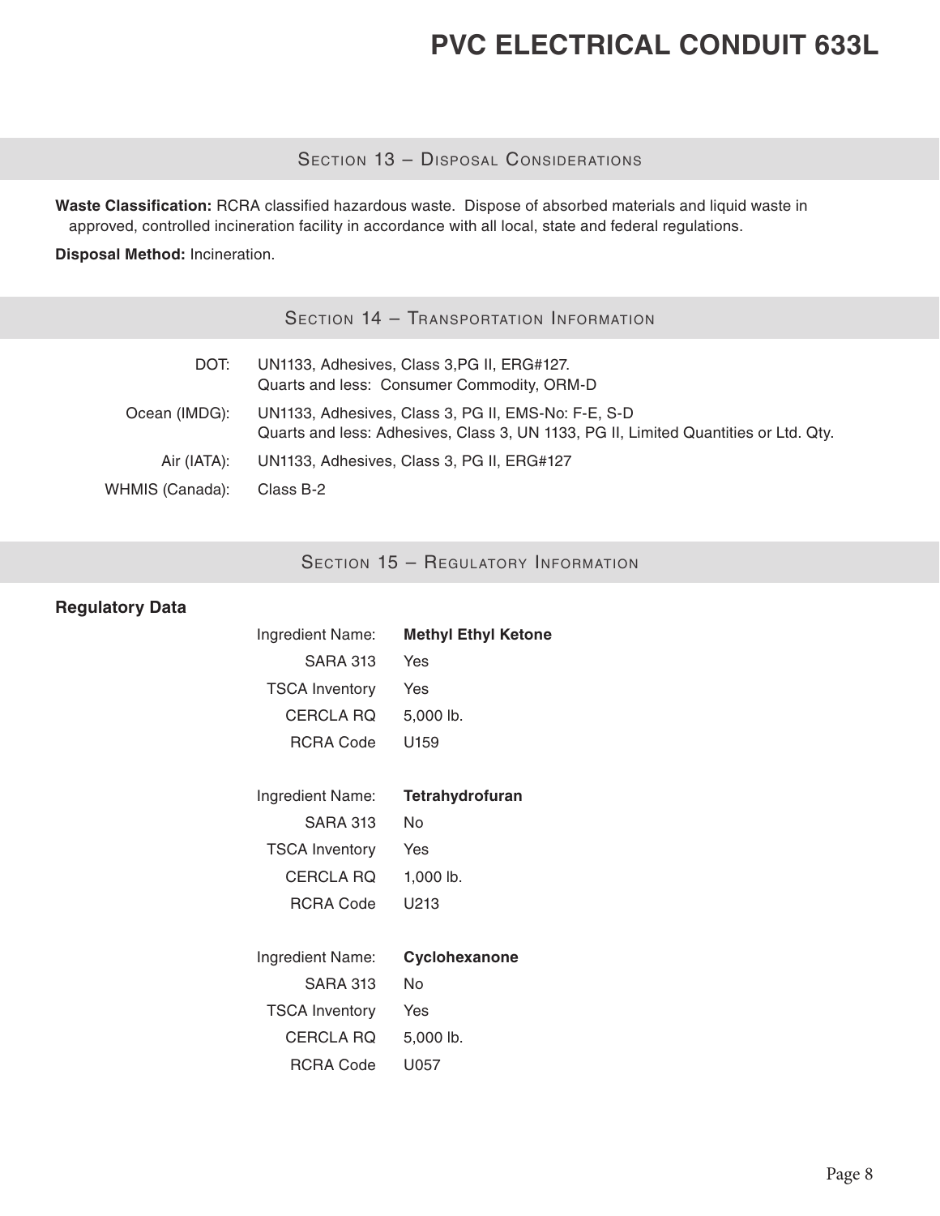## Section 13 – Disposal Considerations

**Waste Classification:** RCRA classified hazardous waste. Dispose of absorbed materials and liquid waste in approved, controlled incineration facility in accordance with all local, state and federal regulations.

**Disposal Method:** Incineration.

## Section 14 – Transportation Information

| | |
|---|---|
| DOT: | UN1133, Adhesives, Class 3,PG II, ERG#127.<br>Quarts and less: Consumer Commodity, ORM-D |
| Ocean (IMDG): | UN1133, Adhesives, Class 3, PG II, EMS-No: F-E, S-D<br>Quarts and less: Adhesives, Class 3, UN 1133, PG II, Limited Quantities or Ltd. Qty. |
| Air (IATA): | UN1133, Adhesives, Class 3, PG II, ERG#127 |
| WHMIS (Canada): | Class B-2 |

## Section 15 – Regulatory Information

**Regulatory Data**

| | |
|---|---|
| Ingredient Name: | **Methyl Ethyl Ketone** |
| SARA 313 | Yes |
| TSCA Inventory | Yes |
| CERCLA RQ | 5,000 lb. |
| RCRA Code | U159 |

| | |
|---|---|
| Ingredient Name: | **Tetrahydrofuran** |
| SARA 313 | No |
| TSCA Inventory | Yes |
| CERCLA RQ | 1,000 lb. |
| RCRA Code | U213 |

| | |
|---|---|
| Ingredient Name: | **Cyclohexanone** |
| SARA 313 | No |
| TSCA Inventory | Yes |
| CERCLA RQ | 5,000 lb. |
| RCRA Code | U057 |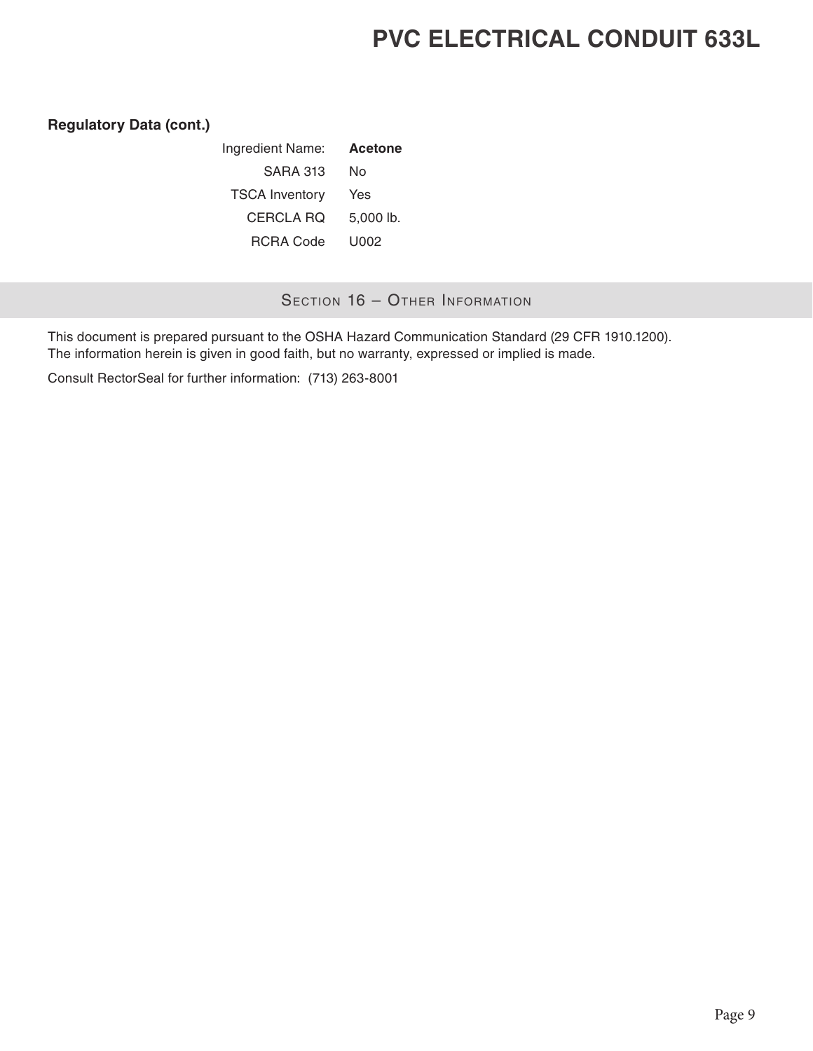**Regulatory Data (cont.)**

| | |
|---|---|
| Ingredient Name: | **Acetone** |
| SARA 313 | No |
| TSCA Inventory | Yes |
| CERCLA RQ | 5,000 lb. |
| RCRA Code | U002 |

## Section 16 – Other Information

This document is prepared pursuant to the OSHA Hazard Communication Standard (29 CFR 1910.1200).
The information herein is given in good faith, but no warranty, expressed or implied is made.

Consult RectorSeal for further information: (713) 263-8001